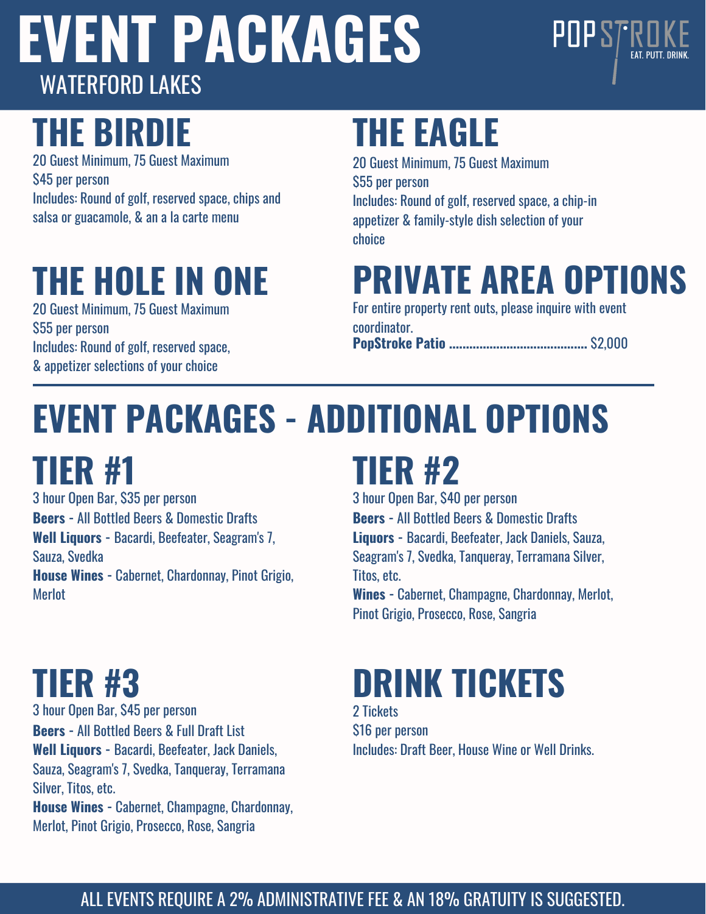# EVENT PACKAGES

WATERFORD LAKES

POPSTROKE — EAT. PUTT. DRINK.

## THE BIRDIE

20 Guest Minimum, 75 Guest Maximum
$45 per person
Includes: Round of golf, reserved space, chips and salsa or guacamole, & an a la carte menu

## THE EAGLE

20 Guest Minimum, 75 Guest Maximum
$55 per person
Includes: Round of golf, reserved space, a chip-in appetizer & family-style dish selection of your choice

## THE HOLE IN ONE

20 Guest Minimum, 75 Guest Maximum
$55 per person
Includes: Round of golf, reserved space, & appetizer selections of your choice

## PRIVATE AREA OPTIONS

For entire property rent outs, please inquire with event coordinator.

**PopStroke Patio** ........................................ $2,000

---

# EVENT PACKAGES - ADDITIONAL OPTIONS

## TIER #1

3 hour Open Bar, $35 per person
**Beers** - All Bottled Beers & Domestic Drafts
**Well Liquors** - Bacardi, Beefeater, Seagram's 7, Sauza, Svedka
**House Wines** - Cabernet, Chardonnay, Pinot Grigio, Merlot

## TIER #2

3 hour Open Bar, $40 per person
**Beers** - All Bottled Beers & Domestic Drafts
**Liquors** - Bacardi, Beefeater, Jack Daniels, Sauza, Seagram's 7, Svedka, Tanqueray, Terramana Silver, Titos, etc.
**Wines** - Cabernet, Champagne, Chardonnay, Merlot, Pinot Grigio, Prosecco, Rose, Sangria

## TIER #3

3 hour Open Bar, $45 per person
**Beers** - All Bottled Beers & Full Draft List
**Well Liquors** - Bacardi, Beefeater, Jack Daniels, Sauza, Seagram's 7, Svedka, Tanqueray, Terramana Silver, Titos, etc.
**House Wines** - Cabernet, Champagne, Chardonnay, Merlot, Pinot Grigio, Prosecco, Rose, Sangria

## DRINK TICKETS

2 Tickets
$16 per person
Includes: Draft Beer, House Wine or Well Drinks.

ALL EVENTS REQUIRE A 2% ADMINISTRATIVE FEE & AN 18% GRATUITY IS SUGGESTED.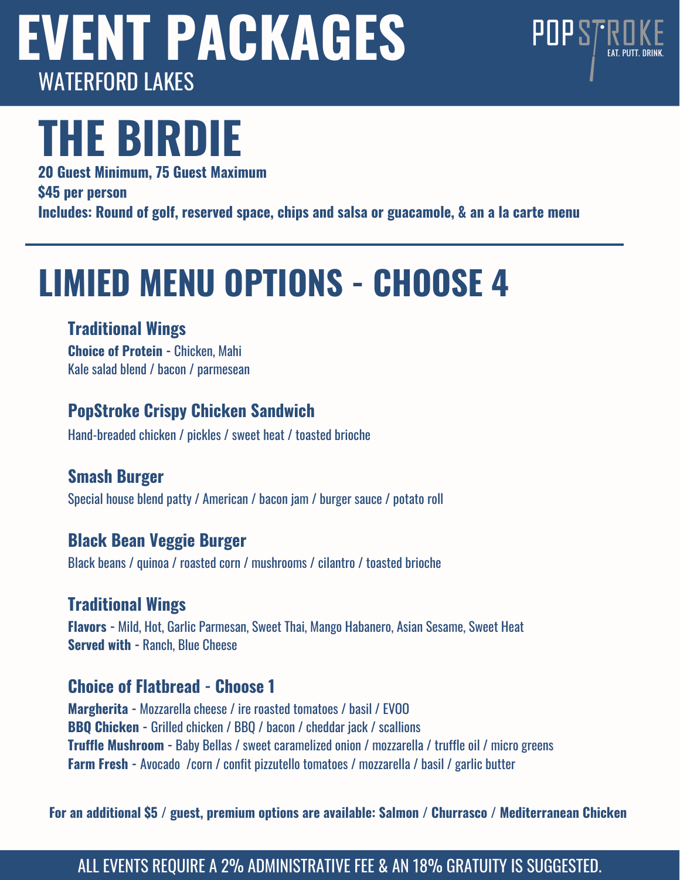# EVENT PACKAGES

WATERFORD LAKES

POPSTROKE
EAT. PUTT. DRINK.

# THE BIRDIE

**20 Guest Minimum, 75 Guest Maximum**

**$45 per person**

**Includes: Round of golf, reserved space, chips and salsa or guacamole, & an a la carte menu**

---

# LIMIED MENU OPTIONS - CHOOSE 4

### Traditional Wings

**Choice of Protein** - Chicken, Mahi
Kale salad blend / bacon / parmesean

### PopStroke Crispy Chicken Sandwich

Hand-breaded chicken / pickles / sweet heat / toasted brioche

### Smash Burger

Special house blend patty / American / bacon jam / burger sauce / potato roll

### Black Bean Veggie Burger

Black beans / quinoa / roasted corn / mushrooms / cilantro / toasted brioche

### Traditional Wings

**Flavors** - Mild, Hot, Garlic Parmesan, Sweet Thai, Mango Habanero, Asian Sesame, Sweet Heat
**Served with** - Ranch, Blue Cheese

### Choice of Flatbread - Choose 1

**Margherita** - Mozzarella cheese / ire roasted tomatoes / basil / EVOO
**BBQ Chicken** - Grilled chicken / BBQ / bacon / cheddar jack / scallions
**Truffle Mushroom** - Baby Bellas / sweet caramelized onion / mozzarella / truffle oil / micro greens
**Farm Fresh** - Avocado /corn / confit pizzutello tomatoes / mozzarella / basil / garlic butter

**For an additional $5 / guest, premium options are available: Salmon / Churrasco / Mediterranean Chicken**

ALL EVENTS REQUIRE A 2% ADMINISTRATIVE FEE & AN 18% GRATUITY IS SUGGESTED.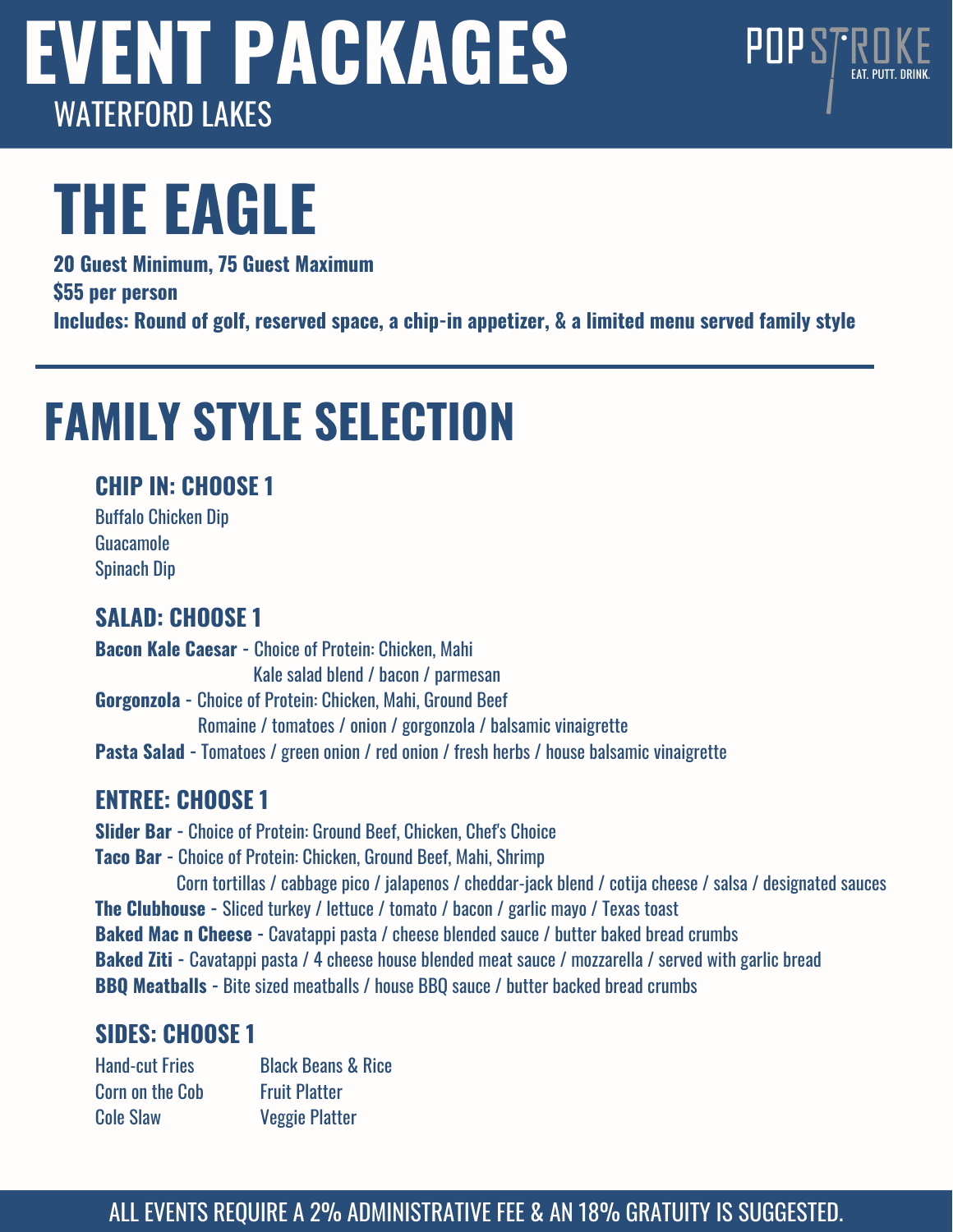# EVENT PACKAGES

WATERFORD LAKES

POPSTROKE
EAT. PUTT. DRINK.

# THE EAGLE

**20 Guest Minimum, 75 Guest Maximum**
**$55 per person**
**Includes: Round of golf, reserved space, a chip-in appetizer, & a limited menu served family style**

---

## FAMILY STYLE SELECTION

### CHIP IN: CHOOSE 1

Buffalo Chicken Dip
Guacamole
Spinach Dip

### SALAD: CHOOSE 1

**Bacon Kale Caesar** - Choice of Protein: Chicken, Mahi
Kale salad blend / bacon / parmesan

**Gorgonzola** - Choice of Protein: Chicken, Mahi, Ground Beef
Romaine / tomatoes / onion / gorgonzola / balsamic vinaigrette

**Pasta Salad** - Tomatoes / green onion / red onion / fresh herbs / house balsamic vinaigrette

### ENTREE: CHOOSE 1

**Slider Bar** - Choice of Protein: Ground Beef, Chicken, Chef's Choice

**Taco Bar** - Choice of Protein: Chicken, Ground Beef, Mahi, Shrimp
Corn tortillas / cabbage pico / jalapenos / cheddar-jack blend / cotija cheese / salsa / designated sauces

**The Clubhouse** - Sliced turkey / lettuce / tomato / bacon / garlic mayo / Texas toast

**Baked Mac n Cheese** - Cavatappi pasta / cheese blended sauce / butter baked bread crumbs

**Baked Ziti** - Cavatappi pasta / 4 cheese house blended meat sauce / mozzarella / served with garlic bread

**BBQ Meatballs** - Bite sized meatballs / house BBQ sauce / butter backed bread crumbs

### SIDES: CHOOSE 1

Hand-cut Fries
Corn on the Cob
Cole Slaw
Black Beans & Rice
Fruit Platter
Veggie Platter

ALL EVENTS REQUIRE A 2% ADMINISTRATIVE FEE & AN 18% GRATUITY IS SUGGESTED.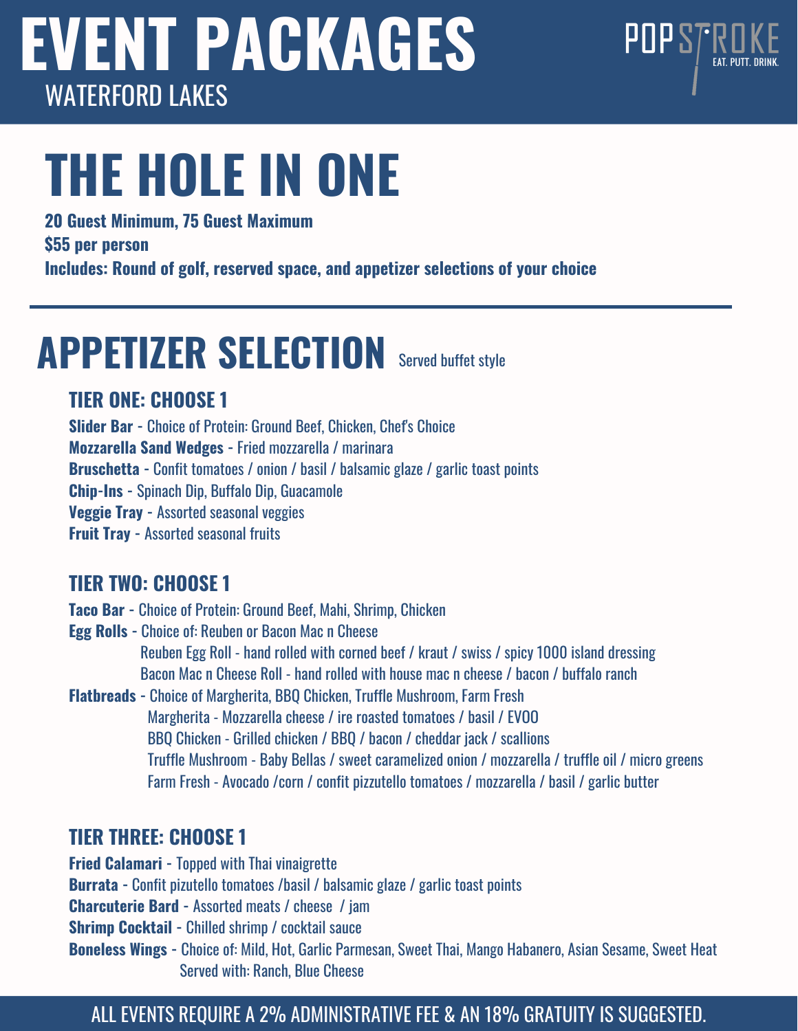# EVENT PACKAGES

WATERFORD LAKES

POPSTROKE
EAT. PUTT. DRINK.

# THE HOLE IN ONE

**20 Guest Minimum, 75 Guest Maximum**
**$55 per person**
**Includes: Round of golf, reserved space, and appetizer selections of your choice**

---

## APPETIZER SELECTION

Served buffet style

### TIER ONE: CHOOSE 1

**Slider Bar** - Choice of Protein: Ground Beef, Chicken, Chef's Choice
**Mozzarella Sand Wedges** - Fried mozzarella / marinara
**Bruschetta** - Confit tomatoes / onion / basil / balsamic glaze / garlic toast points
**Chip-Ins** - Spinach Dip, Buffalo Dip, Guacamole
**Veggie Tray** - Assorted seasonal veggies
**Fruit Tray** - Assorted seasonal fruits

### TIER TWO: CHOOSE 1

**Taco Bar** - Choice of Protein: Ground Beef, Mahi, Shrimp, Chicken
**Egg Rolls** - Choice of: Reuben or Bacon Mac n Cheese
Reuben Egg Roll - hand rolled with corned beef / kraut / swiss / spicy 1000 island dressing
Bacon Mac n Cheese Roll - hand rolled with house mac n cheese / bacon / buffalo ranch
**Flatbreads** - Choice of Margherita, BBQ Chicken, Truffle Mushroom, Farm Fresh
Margherita - Mozzarella cheese / ire roasted tomatoes / basil / EVOO
BBQ Chicken - Grilled chicken / BBQ / bacon / cheddar jack / scallions
Truffle Mushroom - Baby Bellas / sweet caramelized onion / mozzarella / truffle oil / micro greens
Farm Fresh - Avocado /corn / confit pizzutello tomatoes / mozzarella / basil / garlic butter

### TIER THREE: CHOOSE 1

**Fried Calamari** - Topped with Thai vinaigrette
**Burrata** - Confit pizutello tomatoes /basil / balsamic glaze / garlic toast points
**Charcuterie Bard** - Assorted meats / cheese / jam
**Shrimp Cocktail** - Chilled shrimp / cocktail sauce
**Boneless Wings** - Choice of: Mild, Hot, Garlic Parmesan, Sweet Thai, Mango Habanero, Asian Sesame, Sweet Heat
Served with: Ranch, Blue Cheese

ALL EVENTS REQUIRE A 2% ADMINISTRATIVE FEE & AN 18% GRATUITY IS SUGGESTED.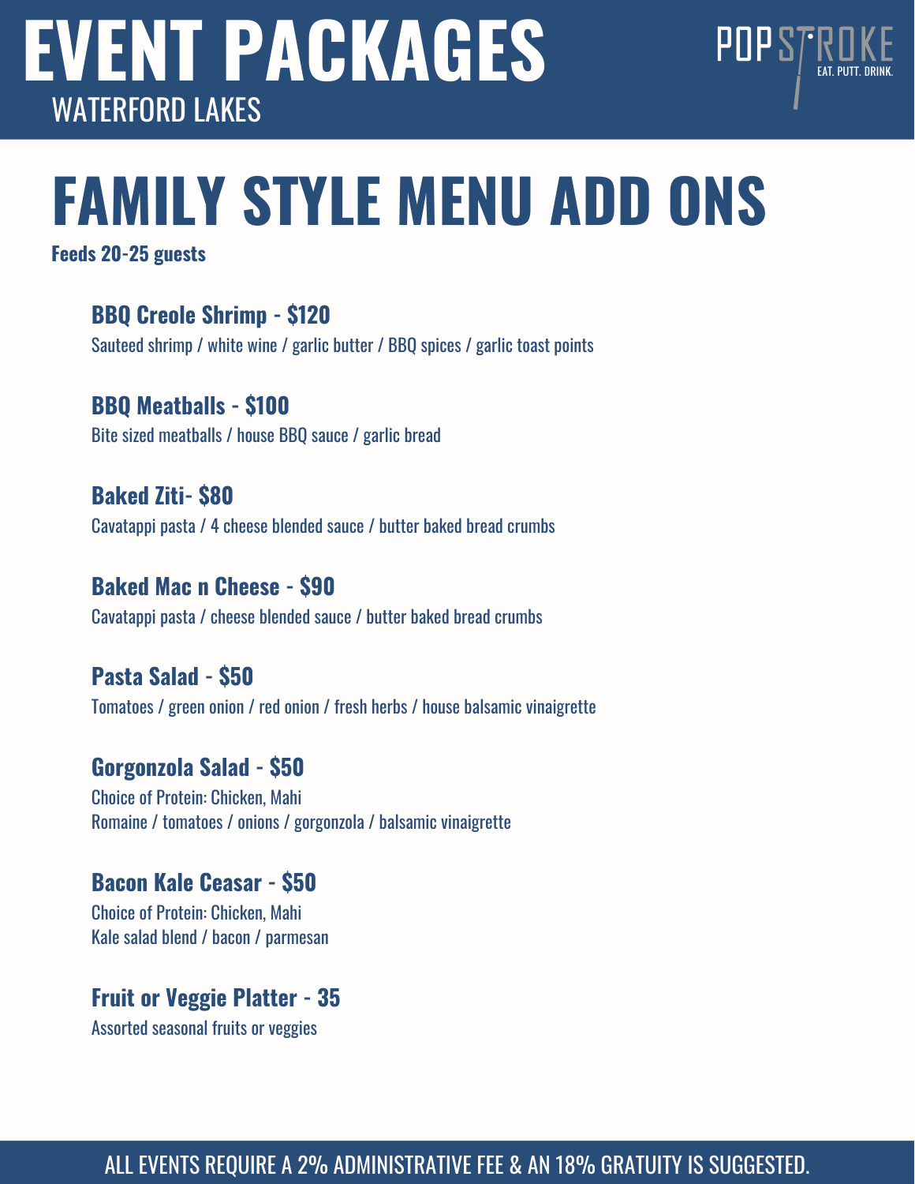# EVENT PACKAGES

WATERFORD LAKES

POPSTROKE
EAT. PUTT. DRINK.

# FAMILY STYLE MENU ADD ONS

**Feeds 20-25 guests**

### BBQ Creole Shrimp - $120

Sauteed shrimp / white wine / garlic butter / BBQ spices / garlic toast points

### BBQ Meatballs - $100

Bite sized meatballs / house BBQ sauce / garlic bread

### Baked Ziti- $80

Cavatappi pasta / 4 cheese blended sauce / butter baked bread crumbs

### Baked Mac n Cheese - $90

Cavatappi pasta / cheese blended sauce / butter baked bread crumbs

### Pasta Salad - $50

Tomatoes / green onion / red onion / fresh herbs / house balsamic vinaigrette

### Gorgonzola Salad - $50

Choice of Protein: Chicken, Mahi
Romaine / tomatoes / onions / gorgonzola / balsamic vinaigrette

### Bacon Kale Ceasar - $50

Choice of Protein: Chicken, Mahi
Kale salad blend / bacon / parmesan

### Fruit or Veggie Platter - 35

Assorted seasonal fruits or veggies

ALL EVENTS REQUIRE A 2% ADMINISTRATIVE FEE & AN 18% GRATUITY IS SUGGESTED.